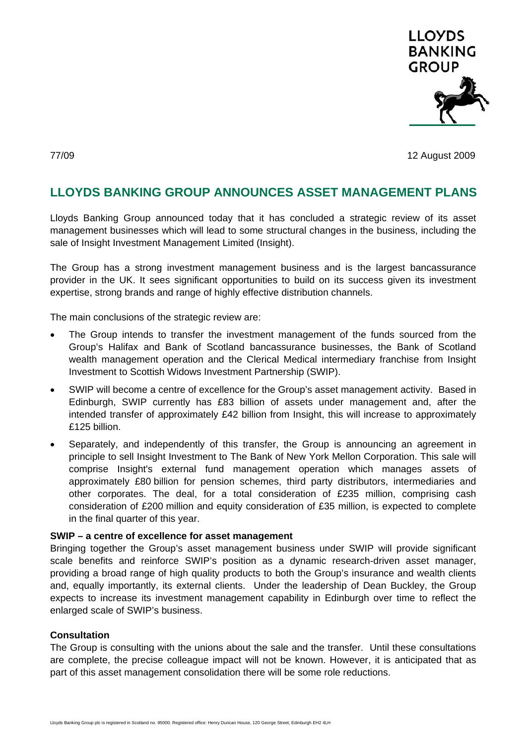LLOYDS BANKING GROUP

77/09 12 August 2009

# LLOYDS BANKING GROUP ANNOUNCES ASSET MANAGEMENT PLANS

Lloyds Banking Group announced today that it has concluded a strategic review of its asset management businesses which will lead to some structural changes in the business, including the sale of Insight Investment Management Limited (Insight).

The Group has a strong investment management business and is the largest bancassurance provider in the UK. It sees significant opportunities to build on its success given its investment expertise, strong brands and range of highly effective distribution channels.

The main conclusions of the strategic review are:

- The Group intends to transfer the investment management of the funds sourced from the Group's Halifax and Bank of Scotland bancassurance businesses, the Bank of Scotland wealth management operation and the Clerical Medical intermediary franchise from Insight Investment to Scottish Widows Investment Partnership (SWIP).
- SWIP will become a centre of excellence for the Group's asset management activity. Based in Edinburgh, SWIP currently has £83 billion of assets under management and, after the intended transfer of approximately £42 billion from Insight, this will increase to approximately £125 billion.
- Separately, and independently of this transfer, the Group is announcing an agreement in principle to sell Insight Investment to The Bank of New York Mellon Corporation. This sale will comprise Insight's external fund management operation which manages assets of approximately £80 billion for pension schemes, third party distributors, intermediaries and other corporates. The deal, for a total consideration of £235 million, comprising cash consideration of £200 million and equity consideration of £35 million, is expected to complete in the final quarter of this year.

**SWIP – a centre of excellence for asset management**

Bringing together the Group's asset management business under SWIP will provide significant scale benefits and reinforce SWIP's position as a dynamic research-driven asset manager, providing a broad range of high quality products to both the Group's insurance and wealth clients and, equally importantly, its external clients. Under the leadership of Dean Buckley, the Group expects to increase its investment management capability in Edinburgh over time to reflect the enlarged scale of SWIP's business.

**Consultation**

The Group is consulting with the unions about the sale and the transfer. Until these consultations are complete, the precise colleague impact will not be known. However, it is anticipated that as part of this asset management consolidation there will be some role reductions.

Lloyds Banking Group plc is registered in Scotland no. 95000. Registered office: Henry Duncan House, 120 George Street, Edinburgh EH2 4LH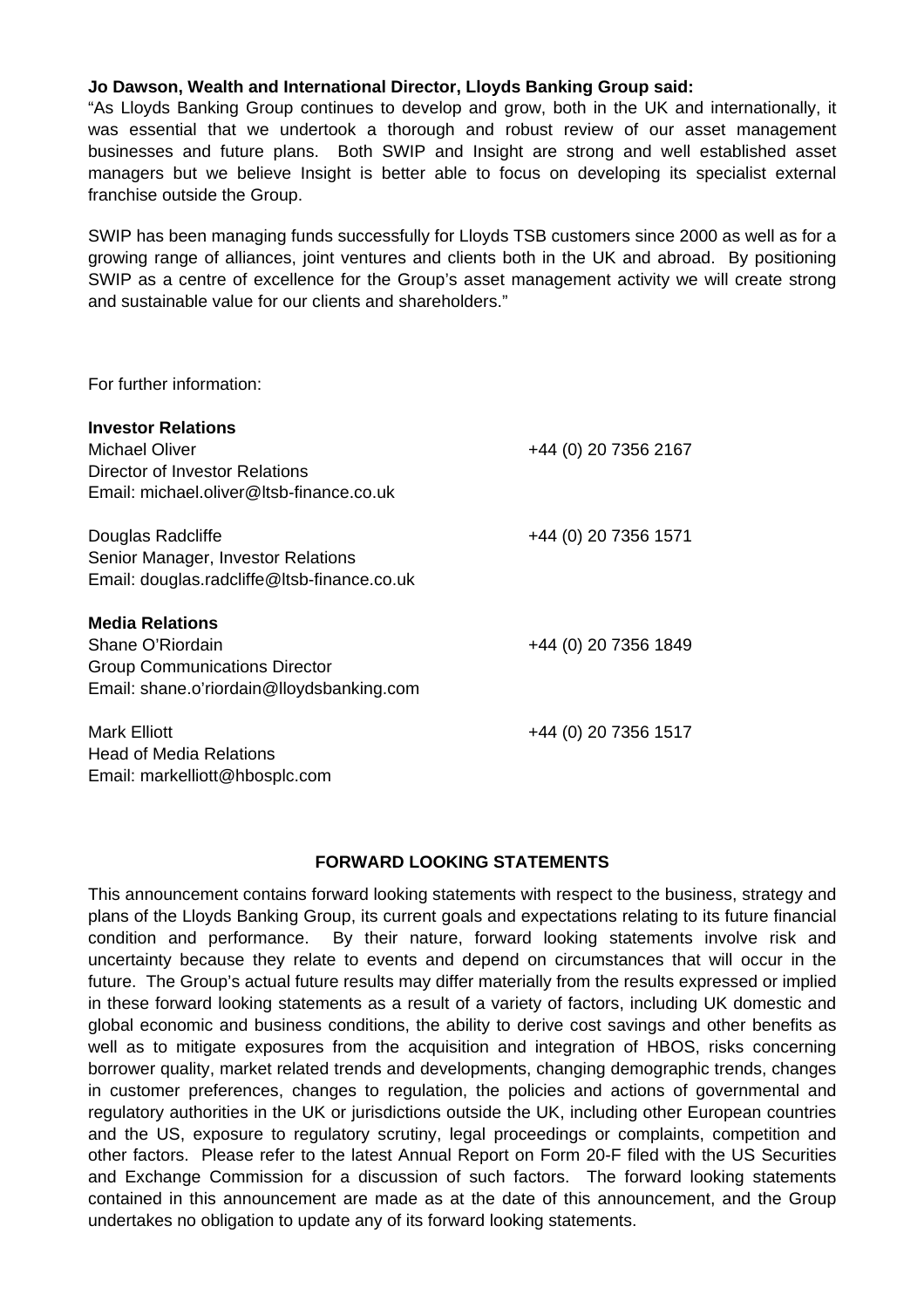**Jo Dawson, Wealth and International Director, Lloyds Banking Group said:**

"As Lloyds Banking Group continues to develop and grow, both in the UK and internationally, it was essential that we undertook a thorough and robust review of our asset management businesses and future plans. Both SWIP and Insight are strong and well established asset managers but we believe Insight is better able to focus on developing its specialist external franchise outside the Group.

SWIP has been managing funds successfully for Lloyds TSB customers since 2000 as well as for a growing range of alliances, joint ventures and clients both in the UK and abroad. By positioning SWIP as a centre of excellence for the Group's asset management activity we will create strong and sustainable value for our clients and shareholders."

For further information:

**Investor Relations**

Michael Oliver — +44 (0) 20 7356 2167
Director of Investor Relations
Email: michael.oliver@ltsb-finance.co.uk

Douglas Radcliffe — +44 (0) 20 7356 1571
Senior Manager, Investor Relations
Email: douglas.radcliffe@ltsb-finance.co.uk

**Media Relations**

Shane O'Riordain — +44 (0) 20 7356 1849
Group Communications Director
Email: shane.o'riordain@lloydsbanking.com

Mark Elliott — +44 (0) 20 7356 1517
Head of Media Relations
Email: markelliott@hbosplc.com

**FORWARD LOOKING STATEMENTS**

This announcement contains forward looking statements with respect to the business, strategy and plans of the Lloyds Banking Group, its current goals and expectations relating to its future financial condition and performance. By their nature, forward looking statements involve risk and uncertainty because they relate to events and depend on circumstances that will occur in the future. The Group's actual future results may differ materially from the results expressed or implied in these forward looking statements as a result of a variety of factors, including UK domestic and global economic and business conditions, the ability to derive cost savings and other benefits as well as to mitigate exposures from the acquisition and integration of HBOS, risks concerning borrower quality, market related trends and developments, changing demographic trends, changes in customer preferences, changes to regulation, the policies and actions of governmental and regulatory authorities in the UK or jurisdictions outside the UK, including other European countries and the US, exposure to regulatory scrutiny, legal proceedings or complaints, competition and other factors. Please refer to the latest Annual Report on Form 20-F filed with the US Securities and Exchange Commission for a discussion of such factors. The forward looking statements contained in this announcement are made as at the date of this announcement, and the Group undertakes no obligation to update any of its forward looking statements.